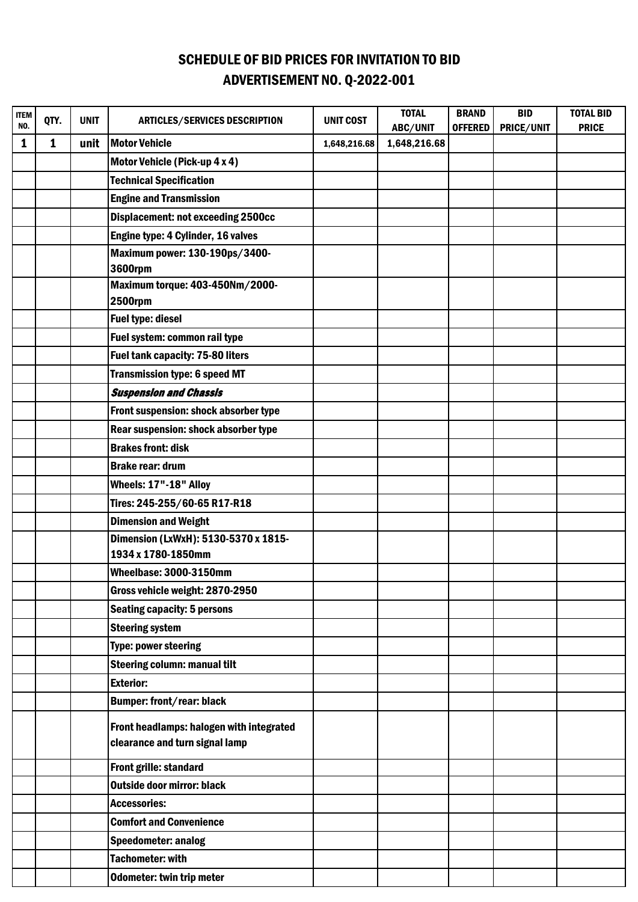# SCHEDULE OF BID PRICES FOR INVITATION TO BID
## ADVERTISEMENT NO. Q-2022-001

| ITEM NO. | QTY. | UNIT | ARTICLES/SERVICES DESCRIPTION | UNIT COST | TOTAL ABC/UNIT | BRAND OFFERED | BID PRICE/UNIT | TOTAL BID PRICE |
|---|---|---|---|---|---|---|---|---|
| 1 | 1 | unit | Motor Vehicle | 1,648,216.68 | 1,648,216.68 | | | |
| | | | Motor Vehicle (Pick-up 4 x 4) | | | | | |
| | | | Technical Specification | | | | | |
| | | | Engine and Transmission | | | | | |
| | | | Displacement: not exceeding 2500cc | | | | | |
| | | | Engine type: 4 Cylinder, 16 valves | | | | | |
| | | | Maximum power: 130-190ps/3400-3600rpm | | | | | |
| | | | Maximum torque: 403-450Nm/2000-2500rpm | | | | | |
| | | | Fuel type: diesel | | | | | |
| | | | Fuel system: common rail type | | | | | |
| | | | Fuel tank capacity: 75-80 liters | | | | | |
| | | | Transmission type: 6 speed MT | | | | | |
| | | | *Suspension and Chassis* | | | | | |
| | | | Front suspension: shock absorber type | | | | | |
| | | | Rear suspension: shock absorber type | | | | | |
| | | | Brakes front: disk | | | | | |
| | | | Brake rear: drum | | | | | |
| | | | Wheels: 17"-18" Alloy | | | | | |
| | | | Tires: 245-255/60-65 R17-R18 | | | | | |
| | | | Dimension and Weight | | | | | |
| | | | Dimension (LxWxH): 5130-5370 x 1815-1934 x 1780-1850mm | | | | | |
| | | | Wheelbase: 3000-3150mm | | | | | |
| | | | Gross vehicle weight: 2870-2950 | | | | | |
| | | | Seating capacity: 5 persons | | | | | |
| | | | Steering system | | | | | |
| | | | Type: power steering | | | | | |
| | | | Steering column: manual tilt | | | | | |
| | | | Exterior: | | | | | |
| | | | Bumper: front/rear: black | | | | | |
| | | | Front headlamps: halogen with integrated clearance and turn signal lamp | | | | | |
| | | | Front grille: standard | | | | | |
| | | | Outside door mirror: black | | | | | |
| | | | Accessories: | | | | | |
| | | | Comfort and Convenience | | | | | |
| | | | Speedometer: analog | | | | | |
| | | | Tachometer: with | | | | | |
| | | | Odometer: twin trip meter | | | | | |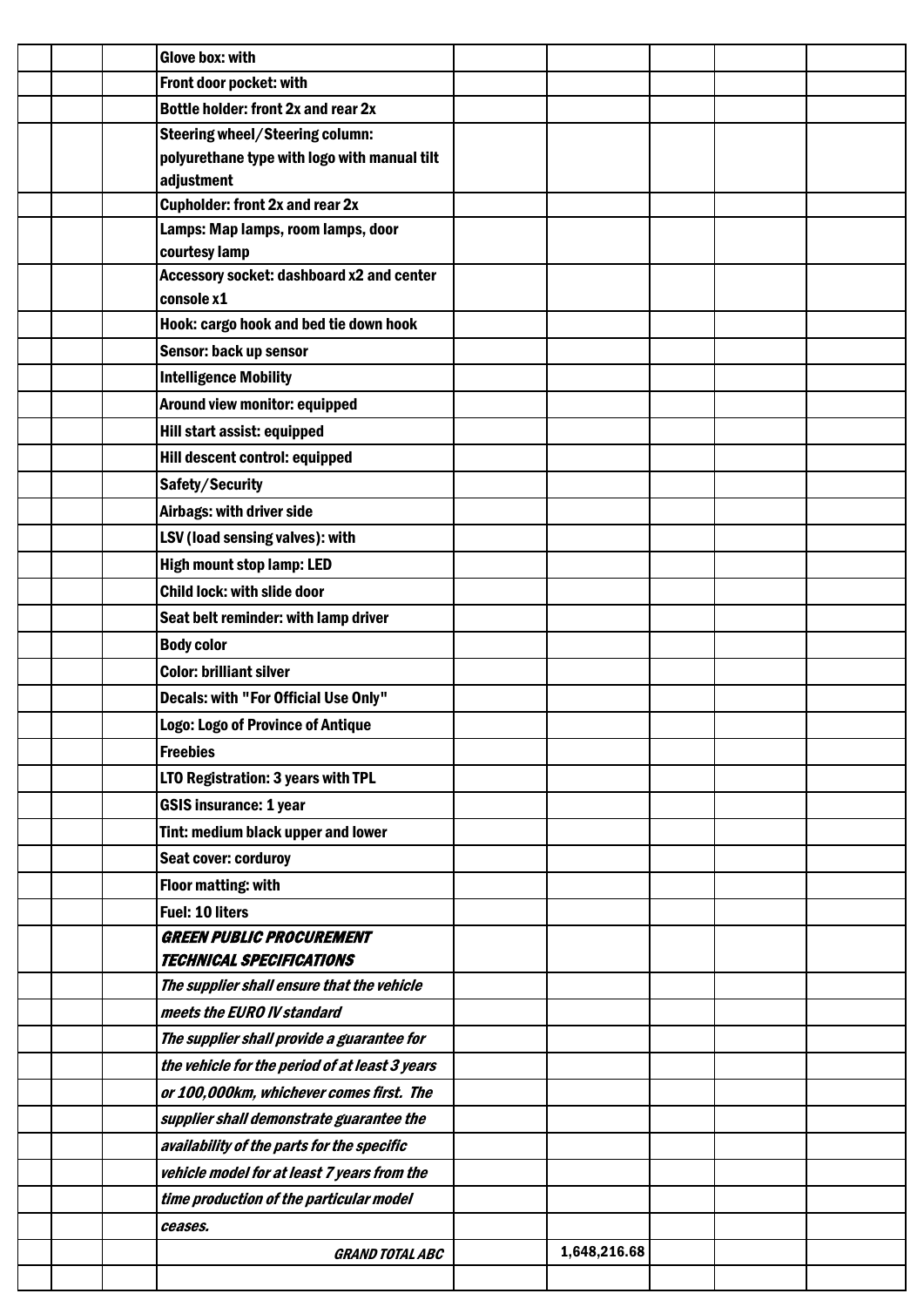| | | | | | | | |
|---|---|---|---|---|---|---|---|
| | | | Glove box: with | | | | |
| | | | Front door pocket: with | | | | |
| | | | Bottle holder: front 2x and rear 2x | | | | |
| | | | Steering wheel/Steering column: polyurethane type with logo with manual tilt adjustment | | | | |
| | | | Cupholder: front 2x and rear 2x | | | | |
| | | | Lamps: Map lamps, room lamps, door courtesy lamp | | | | |
| | | | Accessory socket: dashboard x2 and center console x1 | | | | |
| | | | Hook: cargo hook and bed tie down hook | | | | |
| | | | Sensor: back up sensor | | | | |
| | | | Intelligence Mobility | | | | |
| | | | Around view monitor: equipped | | | | |
| | | | Hill start assist: equipped | | | | |
| | | | Hill descent control: equipped | | | | |
| | | | Safety/Security | | | | |
| | | | Airbags: with driver side | | | | |
| | | | LSV (load sensing valves): with | | | | |
| | | | High mount stop lamp: LED | | | | |
| | | | Child lock: with slide door | | | | |
| | | | Seat belt reminder: with lamp driver | | | | |
| | | | Body color | | | | |
| | | | Color: brilliant silver | | | | |
| | | | Decals: with "For Official Use Only" | | | | |
| | | | Logo: Logo of Province of Antique | | | | |
| | | | Freebies | | | | |
| | | | LTO Registration: 3 years with TPL | | | | |
| | | | GSIS insurance: 1 year | | | | |
| | | | Tint: medium black upper and lower | | | | |
| | | | Seat cover: corduroy | | | | |
| | | | Floor matting: with | | | | |
| | | | Fuel: 10 liters | | | | |
| | | | *GREEN PUBLIC PROCUREMENT TECHNICAL SPECIFICATIONS* | | | | |
| | | | *The supplier shall ensure that the vehicle* | | | | |
| | | | *meets the EURO IV standard* | | | | |
| | | | *The supplier shall provide a guarantee for* | | | | |
| | | | *the vehicle for the period of at least 3 years* | | | | |
| | | | *or 100,000km, whichever comes first. The* | | | | |
| | | | *supplier shall demonstrate guarantee the* | | | | |
| | | | *availability of the parts for the specific* | | | | |
| | | | *vehicle model for at least 7 years from the* | | | | |
| | | | *time production of the particular model* | | | | |
| | | | *ceases.* | | | | |
| | | | *GRAND TOTAL ABC* | | 1,648,216.68 | | |
| | | | | | | | |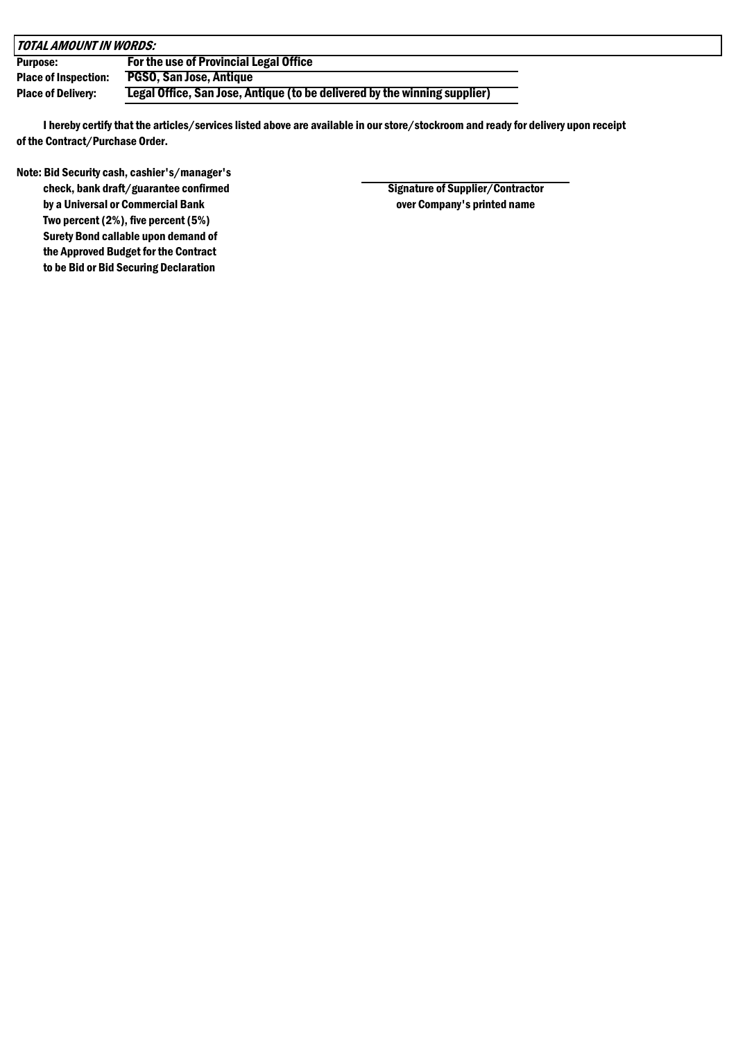***TOTAL AMOUNT IN WORDS:***

| | |
|---|---|
| Purpose: | **For the use of Provincial Legal Office** |
| Place of Inspection: | **PGSO, San Jose, Antique** |
| Place of Delivery: | **Legal Office, San Jose, Antique (to be delivered by the winning supplier)** |

I hereby certify that the articles/services listed above are available in our store/stockroom and ready for delivery upon receipt of the Contract/Purchase Order.

Note: Bid Security cash, cashier's/manager's check, bank draft/guarantee confirmed by a Universal or Commercial Bank Two percent (2%), five percent (5%) Surety Bond callable upon demand of the Approved Budget for the Contract to be Bid or Bid Securing Declaration

Signature of Supplier/Contractor over Company's printed name